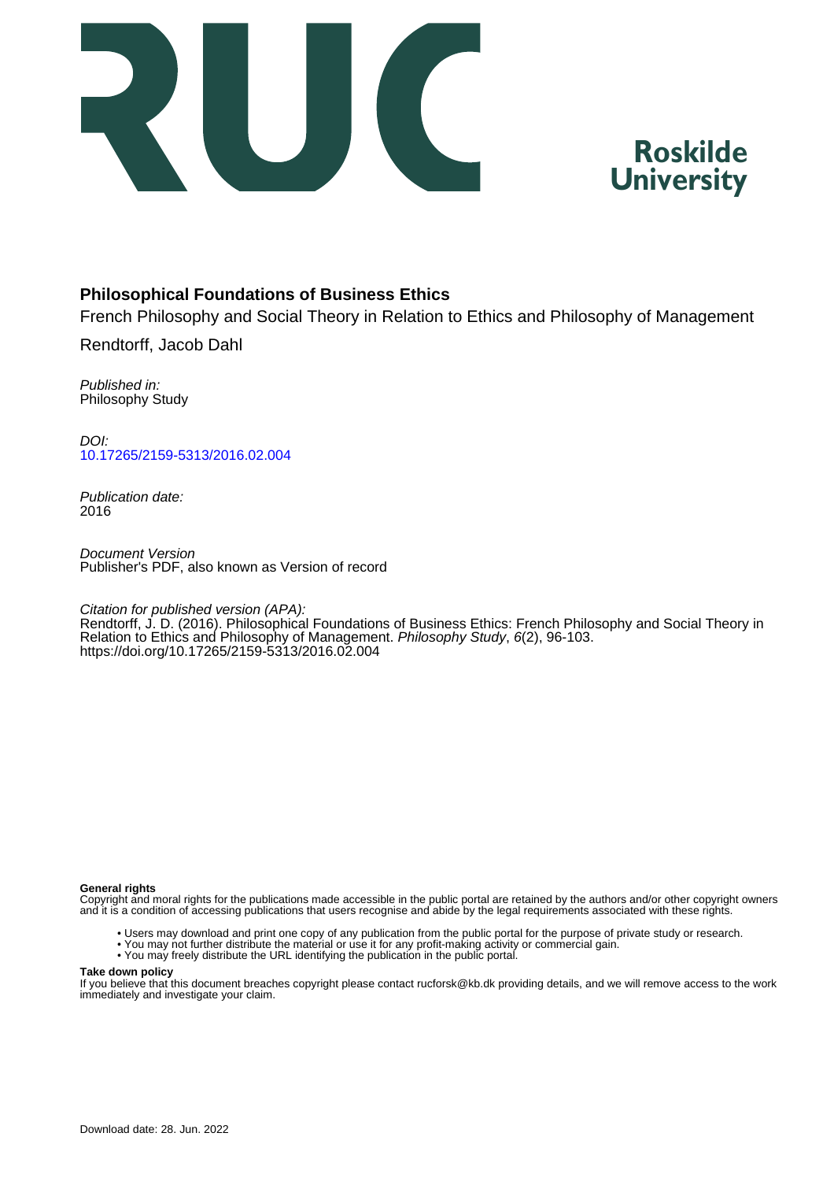Roskilde University

**Philosophical Foundations of Business Ethics**

French Philosophy and Social Theory in Relation to Ethics and Philosophy of Management

Rendtorff, Jacob Dahl

*Published in:*
Philosophy Study

*DOI:*
10.17265/2159-5313/2016.02.004

*Publication date:*
2016

*Document Version*
Publisher's PDF, also known as Version of record

*Citation for published version (APA):*
Rendtorff, J. D. (2016). Philosophical Foundations of Business Ethics: French Philosophy and Social Theory in Relation to Ethics and Philosophy of Management. *Philosophy Study*, *6*(2), 96-103. https://doi.org/10.17265/2159-5313/2016.02.004

**General rights**
Copyright and moral rights for the publications made accessible in the public portal are retained by the authors and/or other copyright owners and it is a condition of accessing publications that users recognise and abide by the legal requirements associated with these rights.

- Users may download and print one copy of any publication from the public portal for the purpose of private study or research.
- You may not further distribute the material or use it for any profit-making activity or commercial gain.
- You may freely distribute the URL identifying the publication in the public portal.

**Take down policy**
If you believe that this document breaches copyright please contact rucforsk@kb.dk providing details, and we will remove access to the work immediately and investigate your claim.

Download date: 28. Jun. 2022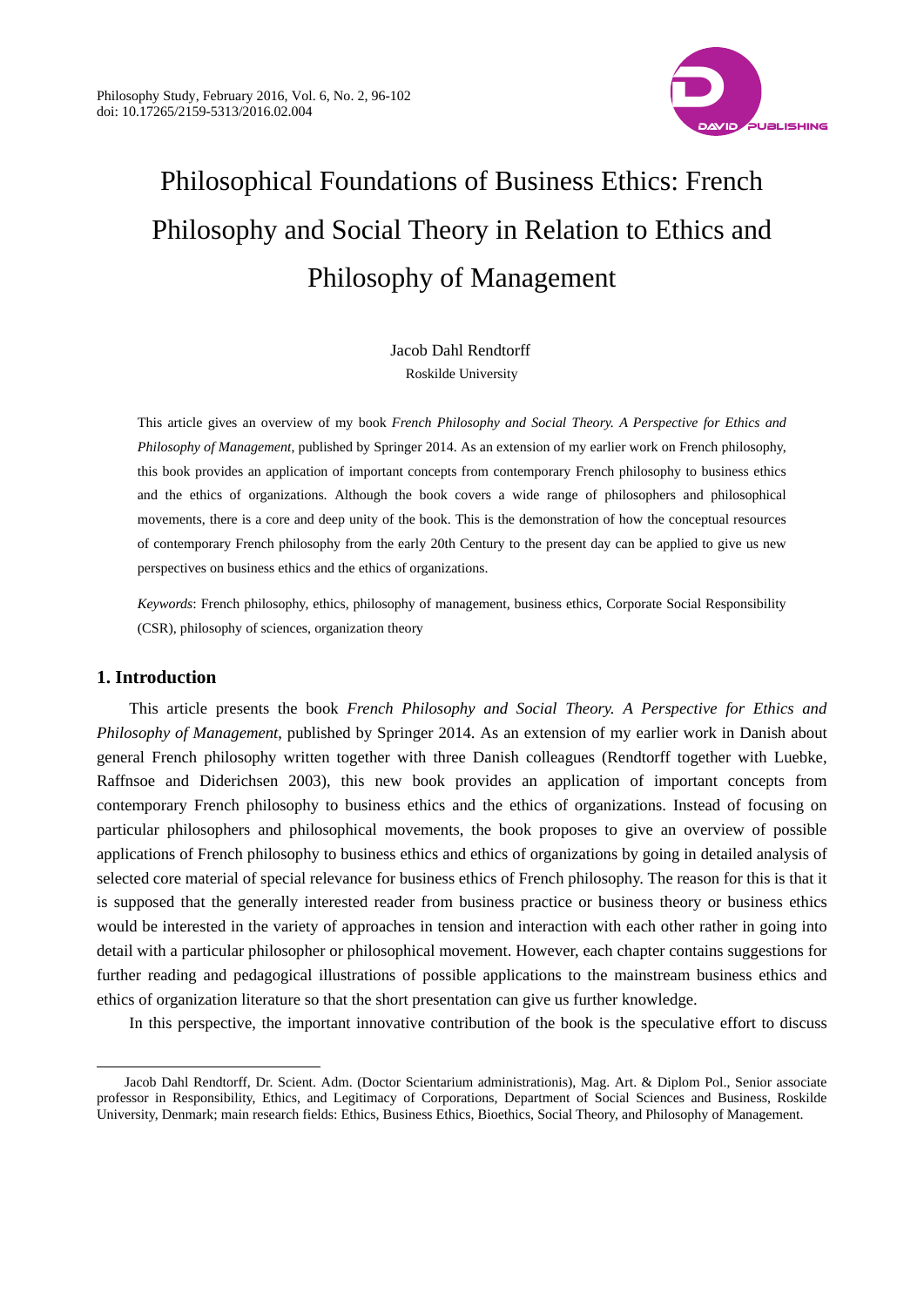# Philosophical Foundations of Business Ethics: French Philosophy and Social Theory in Relation to Ethics and Philosophy of Management

Jacob Dahl Rendtorff

Roskilde University

This article gives an overview of my book *French Philosophy and Social Theory. A Perspective for Ethics and Philosophy of Management*, published by Springer 2014. As an extension of my earlier work on French philosophy, this book provides an application of important concepts from contemporary French philosophy to business ethics and the ethics of organizations. Although the book covers a wide range of philosophers and philosophical movements, there is a core and deep unity of the book. This is the demonstration of how the conceptual resources of contemporary French philosophy from the early 20th Century to the present day can be applied to give us new perspectives on business ethics and the ethics of organizations.

*Keywords*: French philosophy, ethics, philosophy of management, business ethics, Corporate Social Responsibility (CSR), philosophy of sciences, organization theory

## 1. Introduction

This article presents the book *French Philosophy and Social Theory. A Perspective for Ethics and Philosophy of Management*, published by Springer 2014. As an extension of my earlier work in Danish about general French philosophy written together with three Danish colleagues (Rendtorff together with Luebke, Raffnsoe and Diderichsen 2003), this new book provides an application of important concepts from contemporary French philosophy to business ethics and the ethics of organizations. Instead of focusing on particular philosophers and philosophical movements, the book proposes to give an overview of possible applications of French philosophy to business ethics and ethics of organizations by going in detailed analysis of selected core material of special relevance for business ethics of French philosophy. The reason for this is that it is supposed that the generally interested reader from business practice or business theory or business ethics would be interested in the variety of approaches in tension and interaction with each other rather in going into detail with a particular philosopher or philosophical movement. However, each chapter contains suggestions for further reading and pedagogical illustrations of possible applications to the mainstream business ethics and ethics of organization literature so that the short presentation can give us further knowledge.

In this perspective, the important innovative contribution of the book is the speculative effort to discuss

---

Jacob Dahl Rendtorff, Dr. Scient. Adm. (Doctor Scientarium administrationis), Mag. Art. & Diplom Pol., Senior associate professor in Responsibility, Ethics, and Legitimacy of Corporations, Department of Social Sciences and Business, Roskilde University, Denmark; main research fields: Ethics, Business Ethics, Bioethics, Social Theory, and Philosophy of Management.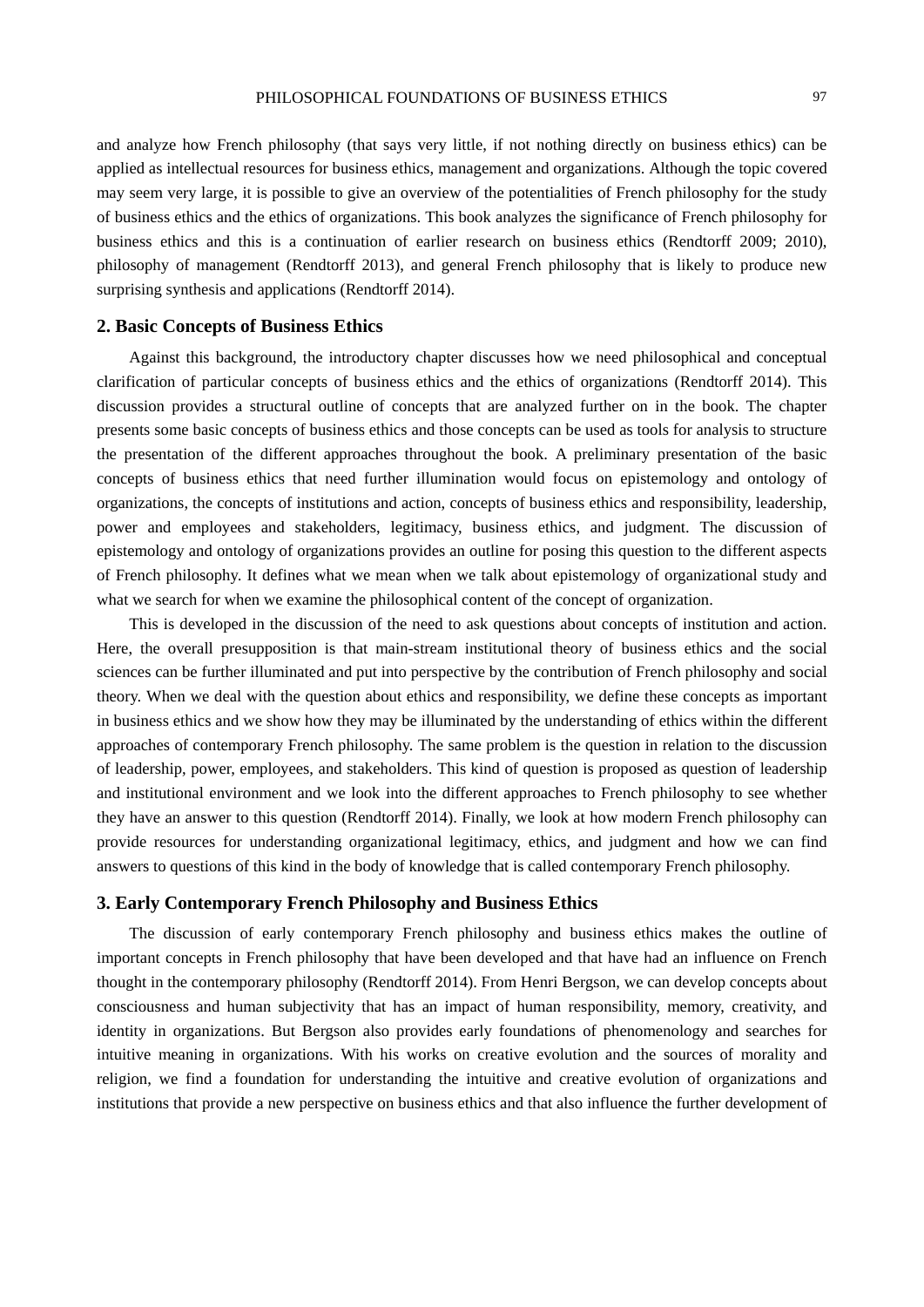and analyze how French philosophy (that says very little, if not nothing directly on business ethics) can be applied as intellectual resources for business ethics, management and organizations. Although the topic covered may seem very large, it is possible to give an overview of the potentialities of French philosophy for the study of business ethics and the ethics of organizations. This book analyzes the significance of French philosophy for business ethics and this is a continuation of earlier research on business ethics (Rendtorff 2009; 2010), philosophy of management (Rendtorff 2013), and general French philosophy that is likely to produce new surprising synthesis and applications (Rendtorff 2014).

## 2. Basic Concepts of Business Ethics

Against this background, the introductory chapter discusses how we need philosophical and conceptual clarification of particular concepts of business ethics and the ethics of organizations (Rendtorff 2014). This discussion provides a structural outline of concepts that are analyzed further on in the book. The chapter presents some basic concepts of business ethics and those concepts can be used as tools for analysis to structure the presentation of the different approaches throughout the book. A preliminary presentation of the basic concepts of business ethics that need further illumination would focus on epistemology and ontology of organizations, the concepts of institutions and action, concepts of business ethics and responsibility, leadership, power and employees and stakeholders, legitimacy, business ethics, and judgment. The discussion of epistemology and ontology of organizations provides an outline for posing this question to the different aspects of French philosophy. It defines what we mean when we talk about epistemology of organizational study and what we search for when we examine the philosophical content of the concept of organization.

This is developed in the discussion of the need to ask questions about concepts of institution and action. Here, the overall presupposition is that main-stream institutional theory of business ethics and the social sciences can be further illuminated and put into perspective by the contribution of French philosophy and social theory. When we deal with the question about ethics and responsibility, we define these concepts as important in business ethics and we show how they may be illuminated by the understanding of ethics within the different approaches of contemporary French philosophy. The same problem is the question in relation to the discussion of leadership, power, employees, and stakeholders. This kind of question is proposed as question of leadership and institutional environment and we look into the different approaches to French philosophy to see whether they have an answer to this question (Rendtorff 2014). Finally, we look at how modern French philosophy can provide resources for understanding organizational legitimacy, ethics, and judgment and how we can find answers to questions of this kind in the body of knowledge that is called contemporary French philosophy.

## 3. Early Contemporary French Philosophy and Business Ethics

The discussion of early contemporary French philosophy and business ethics makes the outline of important concepts in French philosophy that have been developed and that have had an influence on French thought in the contemporary philosophy (Rendtorff 2014). From Henri Bergson, we can develop concepts about consciousness and human subjectivity that has an impact of human responsibility, memory, creativity, and identity in organizations. But Bergson also provides early foundations of phenomenology and searches for intuitive meaning in organizations. With his works on creative evolution and the sources of morality and religion, we find a foundation for understanding the intuitive and creative evolution of organizations and institutions that provide a new perspective on business ethics and that also influence the further development of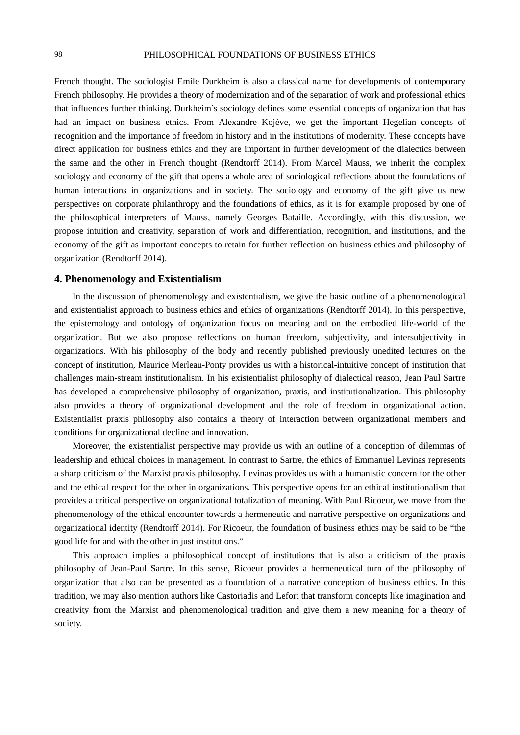French thought. The sociologist Emile Durkheim is also a classical name for developments of contemporary French philosophy. He provides a theory of modernization and of the separation of work and professional ethics that influences further thinking. Durkheim's sociology defines some essential concepts of organization that has had an impact on business ethics. From Alexandre Kojève, we get the important Hegelian concepts of recognition and the importance of freedom in history and in the institutions of modernity. These concepts have direct application for business ethics and they are important in further development of the dialectics between the same and the other in French thought (Rendtorff 2014). From Marcel Mauss, we inherit the complex sociology and economy of the gift that opens a whole area of sociological reflections about the foundations of human interactions in organizations and in society. The sociology and economy of the gift give us new perspectives on corporate philanthropy and the foundations of ethics, as it is for example proposed by one of the philosophical interpreters of Mauss, namely Georges Bataille. Accordingly, with this discussion, we propose intuition and creativity, separation of work and differentiation, recognition, and institutions, and the economy of the gift as important concepts to retain for further reflection on business ethics and philosophy of organization (Rendtorff 2014).

## 4. Phenomenology and Existentialism

In the discussion of phenomenology and existentialism, we give the basic outline of a phenomenological and existentialist approach to business ethics and ethics of organizations (Rendtorff 2014). In this perspective, the epistemology and ontology of organization focus on meaning and on the embodied life-world of the organization. But we also propose reflections on human freedom, subjectivity, and intersubjectivity in organizations. With his philosophy of the body and recently published previously unedited lectures on the concept of institution, Maurice Merleau-Ponty provides us with a historical-intuitive concept of institution that challenges main-stream institutionalism. In his existentialist philosophy of dialectical reason, Jean Paul Sartre has developed a comprehensive philosophy of organization, praxis, and institutionalization. This philosophy also provides a theory of organizational development and the role of freedom in organizational action. Existentialist praxis philosophy also contains a theory of interaction between organizational members and conditions for organizational decline and innovation.

Moreover, the existentialist perspective may provide us with an outline of a conception of dilemmas of leadership and ethical choices in management. In contrast to Sartre, the ethics of Emmanuel Levinas represents a sharp criticism of the Marxist praxis philosophy. Levinas provides us with a humanistic concern for the other and the ethical respect for the other in organizations. This perspective opens for an ethical institutionalism that provides a critical perspective on organizational totalization of meaning. With Paul Ricoeur, we move from the phenomenology of the ethical encounter towards a hermeneutic and narrative perspective on organizations and organizational identity (Rendtorff 2014). For Ricoeur, the foundation of business ethics may be said to be "the good life for and with the other in just institutions."

This approach implies a philosophical concept of institutions that is also a criticism of the praxis philosophy of Jean-Paul Sartre. In this sense, Ricoeur provides a hermeneutical turn of the philosophy of organization that also can be presented as a foundation of a narrative conception of business ethics. In this tradition, we may also mention authors like Castoriadis and Lefort that transform concepts like imagination and creativity from the Marxist and phenomenological tradition and give them a new meaning for a theory of society.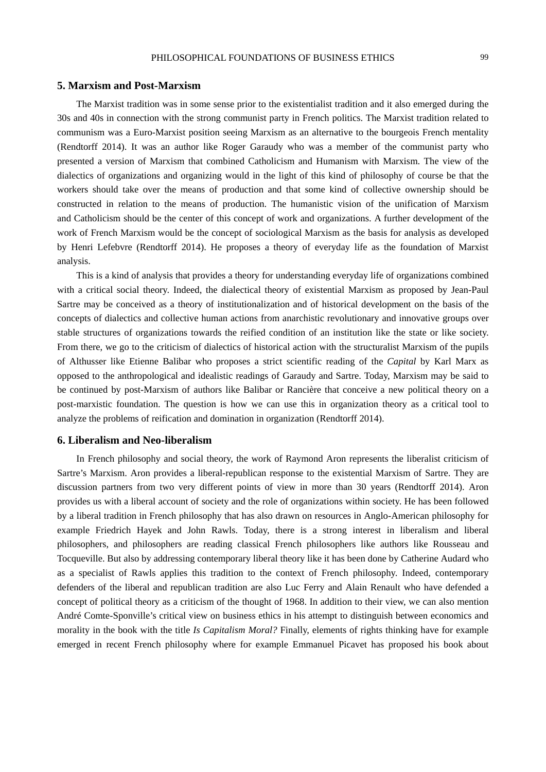## 5. Marxism and Post-Marxism

The Marxist tradition was in some sense prior to the existentialist tradition and it also emerged during the 30s and 40s in connection with the strong communist party in French politics. The Marxist tradition related to communism was a Euro-Marxist position seeing Marxism as an alternative to the bourgeois French mentality (Rendtorff 2014). It was an author like Roger Garaudy who was a member of the communist party who presented a version of Marxism that combined Catholicism and Humanism with Marxism. The view of the dialectics of organizations and organizing would in the light of this kind of philosophy of course be that the workers should take over the means of production and that some kind of collective ownership should be constructed in relation to the means of production. The humanistic vision of the unification of Marxism and Catholicism should be the center of this concept of work and organizations. A further development of the work of French Marxism would be the concept of sociological Marxism as the basis for analysis as developed by Henri Lefebvre (Rendtorff 2014). He proposes a theory of everyday life as the foundation of Marxist analysis.

This is a kind of analysis that provides a theory for understanding everyday life of organizations combined with a critical social theory. Indeed, the dialectical theory of existential Marxism as proposed by Jean-Paul Sartre may be conceived as a theory of institutionalization and of historical development on the basis of the concepts of dialectics and collective human actions from anarchistic revolutionary and innovative groups over stable structures of organizations towards the reified condition of an institution like the state or like society. From there, we go to the criticism of dialectics of historical action with the structuralist Marxism of the pupils of Althusser like Etienne Balibar who proposes a strict scientific reading of the *Capital* by Karl Marx as opposed to the anthropological and idealistic readings of Garaudy and Sartre. Today, Marxism may be said to be continued by post-Marxism of authors like Balibar or Rancière that conceive a new political theory on a post-marxistic foundation. The question is how we can use this in organization theory as a critical tool to analyze the problems of reification and domination in organization (Rendtorff 2014).

## 6. Liberalism and Neo-liberalism

In French philosophy and social theory, the work of Raymond Aron represents the liberalist criticism of Sartre's Marxism. Aron provides a liberal-republican response to the existential Marxism of Sartre. They are discussion partners from two very different points of view in more than 30 years (Rendtorff 2014). Aron provides us with a liberal account of society and the role of organizations within society. He has been followed by a liberal tradition in French philosophy that has also drawn on resources in Anglo-American philosophy for example Friedrich Hayek and John Rawls. Today, there is a strong interest in liberalism and liberal philosophers, and philosophers are reading classical French philosophers like authors like Rousseau and Tocqueville. But also by addressing contemporary liberal theory like it has been done by Catherine Audard who as a specialist of Rawls applies this tradition to the context of French philosophy. Indeed, contemporary defenders of the liberal and republican tradition are also Luc Ferry and Alain Renault who have defended a concept of political theory as a criticism of the thought of 1968. In addition to their view, we can also mention André Comte-Sponville's critical view on business ethics in his attempt to distinguish between economics and morality in the book with the title *Is Capitalism Moral?* Finally, elements of rights thinking have for example emerged in recent French philosophy where for example Emmanuel Picavet has proposed his book about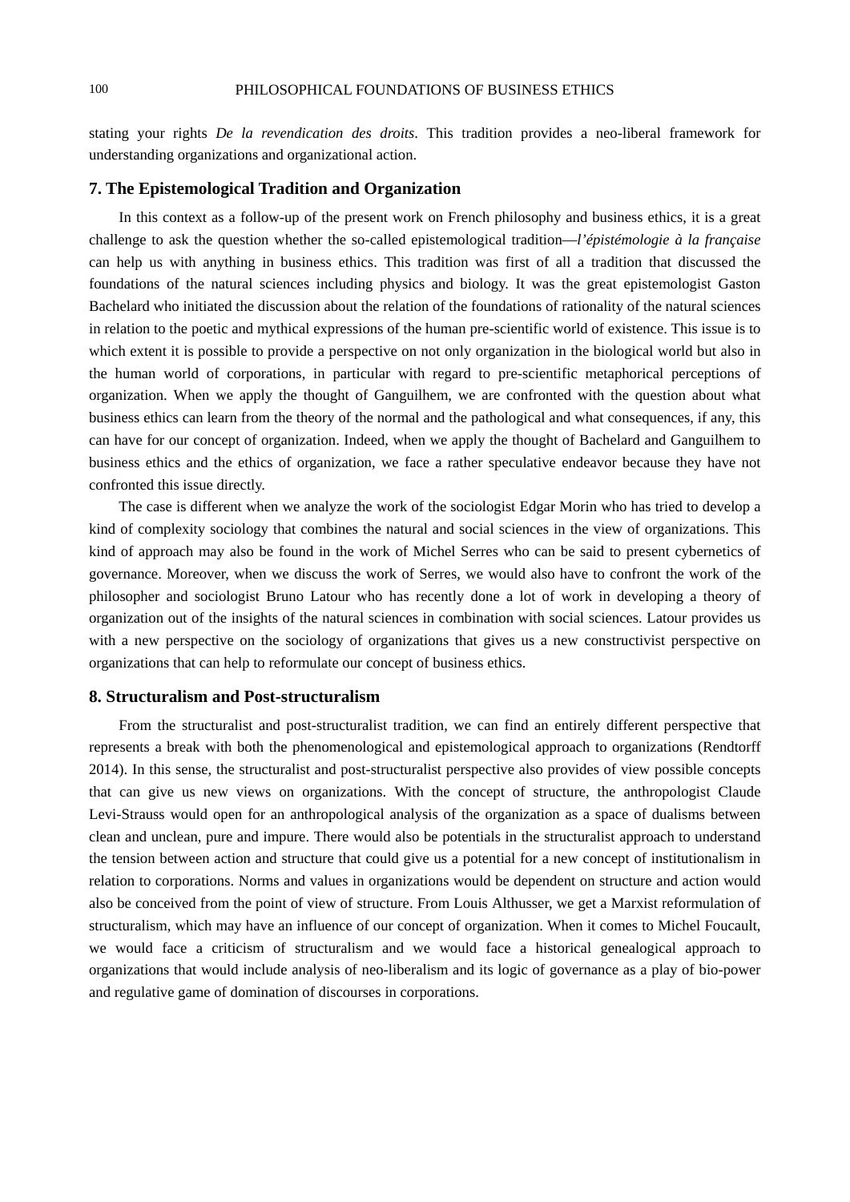stating your rights *De la revendication des droits*. This tradition provides a neo-liberal framework for understanding organizations and organizational action.

## 7. The Epistemological Tradition and Organization

In this context as a follow-up of the present work on French philosophy and business ethics, it is a great challenge to ask the question whether the so-called epistemological tradition—*l'épistémologie à la française* can help us with anything in business ethics. This tradition was first of all a tradition that discussed the foundations of the natural sciences including physics and biology. It was the great epistemologist Gaston Bachelard who initiated the discussion about the relation of the foundations of rationality of the natural sciences in relation to the poetic and mythical expressions of the human pre-scientific world of existence. This issue is to which extent it is possible to provide a perspective on not only organization in the biological world but also in the human world of corporations, in particular with regard to pre-scientific metaphorical perceptions of organization. When we apply the thought of Ganguilhem, we are confronted with the question about what business ethics can learn from the theory of the normal and the pathological and what consequences, if any, this can have for our concept of organization. Indeed, when we apply the thought of Bachelard and Ganguilhem to business ethics and the ethics of organization, we face a rather speculative endeavor because they have not confronted this issue directly.

The case is different when we analyze the work of the sociologist Edgar Morin who has tried to develop a kind of complexity sociology that combines the natural and social sciences in the view of organizations. This kind of approach may also be found in the work of Michel Serres who can be said to present cybernetics of governance. Moreover, when we discuss the work of Serres, we would also have to confront the work of the philosopher and sociologist Bruno Latour who has recently done a lot of work in developing a theory of organization out of the insights of the natural sciences in combination with social sciences. Latour provides us with a new perspective on the sociology of organizations that gives us a new constructivist perspective on organizations that can help to reformulate our concept of business ethics.

## 8. Structuralism and Post-structuralism

From the structuralist and post-structuralist tradition, we can find an entirely different perspective that represents a break with both the phenomenological and epistemological approach to organizations (Rendtorff 2014). In this sense, the structuralist and post-structuralist perspective also provides of view possible concepts that can give us new views on organizations. With the concept of structure, the anthropologist Claude Levi-Strauss would open for an anthropological analysis of the organization as a space of dualisms between clean and unclean, pure and impure. There would also be potentials in the structuralist approach to understand the tension between action and structure that could give us a potential for a new concept of institutionalism in relation to corporations. Norms and values in organizations would be dependent on structure and action would also be conceived from the point of view of structure. From Louis Althusser, we get a Marxist reformulation of structuralism, which may have an influence of our concept of organization. When it comes to Michel Foucault, we would face a criticism of structuralism and we would face a historical genealogical approach to organizations that would include analysis of neo-liberalism and its logic of governance as a play of bio-power and regulative game of domination of discourses in corporations.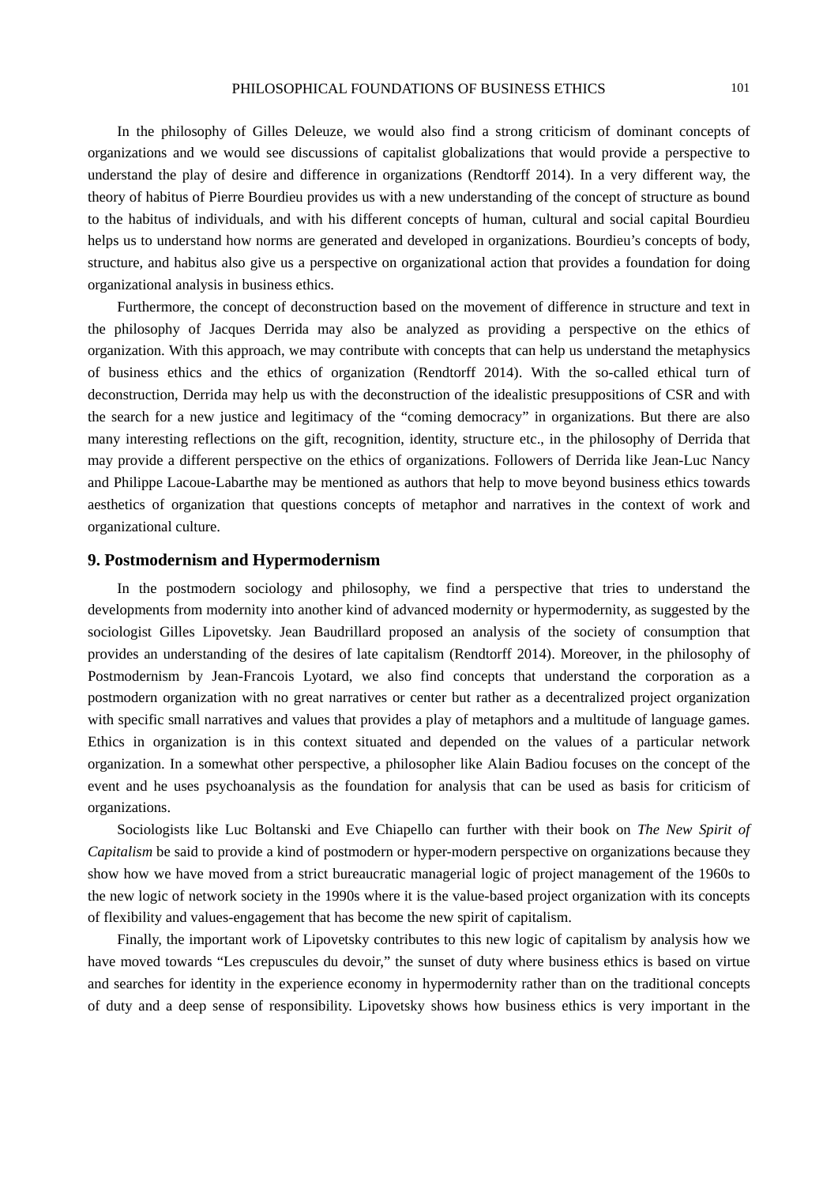In the philosophy of Gilles Deleuze, we would also find a strong criticism of dominant concepts of organizations and we would see discussions of capitalist globalizations that would provide a perspective to understand the play of desire and difference in organizations (Rendtorff 2014). In a very different way, the theory of habitus of Pierre Bourdieu provides us with a new understanding of the concept of structure as bound to the habitus of individuals, and with his different concepts of human, cultural and social capital Bourdieu helps us to understand how norms are generated and developed in organizations. Bourdieu's concepts of body, structure, and habitus also give us a perspective on organizational action that provides a foundation for doing organizational analysis in business ethics.

Furthermore, the concept of deconstruction based on the movement of difference in structure and text in the philosophy of Jacques Derrida may also be analyzed as providing a perspective on the ethics of organization. With this approach, we may contribute with concepts that can help us understand the metaphysics of business ethics and the ethics of organization (Rendtorff 2014). With the so-called ethical turn of deconstruction, Derrida may help us with the deconstruction of the idealistic presuppositions of CSR and with the search for a new justice and legitimacy of the "coming democracy" in organizations. But there are also many interesting reflections on the gift, recognition, identity, structure etc., in the philosophy of Derrida that may provide a different perspective on the ethics of organizations. Followers of Derrida like Jean-Luc Nancy and Philippe Lacoue-Labarthe may be mentioned as authors that help to move beyond business ethics towards aesthetics of organization that questions concepts of metaphor and narratives in the context of work and organizational culture.

## 9. Postmodernism and Hypermodernism

In the postmodern sociology and philosophy, we find a perspective that tries to understand the developments from modernity into another kind of advanced modernity or hypermodernity, as suggested by the sociologist Gilles Lipovetsky. Jean Baudrillard proposed an analysis of the society of consumption that provides an understanding of the desires of late capitalism (Rendtorff 2014). Moreover, in the philosophy of Postmodernism by Jean-Francois Lyotard, we also find concepts that understand the corporation as a postmodern organization with no great narratives or center but rather as a decentralized project organization with specific small narratives and values that provides a play of metaphors and a multitude of language games. Ethics in organization is in this context situated and depended on the values of a particular network organization. In a somewhat other perspective, a philosopher like Alain Badiou focuses on the concept of the event and he uses psychoanalysis as the foundation for analysis that can be used as basis for criticism of organizations.

Sociologists like Luc Boltanski and Eve Chiapello can further with their book on *The New Spirit of Capitalism* be said to provide a kind of postmodern or hyper-modern perspective on organizations because they show how we have moved from a strict bureaucratic managerial logic of project management of the 1960s to the new logic of network society in the 1990s where it is the value-based project organization with its concepts of flexibility and values-engagement that has become the new spirit of capitalism.

Finally, the important work of Lipovetsky contributes to this new logic of capitalism by analysis how we have moved towards "Les crepuscules du devoir," the sunset of duty where business ethics is based on virtue and searches for identity in the experience economy in hypermodernity rather than on the traditional concepts of duty and a deep sense of responsibility. Lipovetsky shows how business ethics is very important in the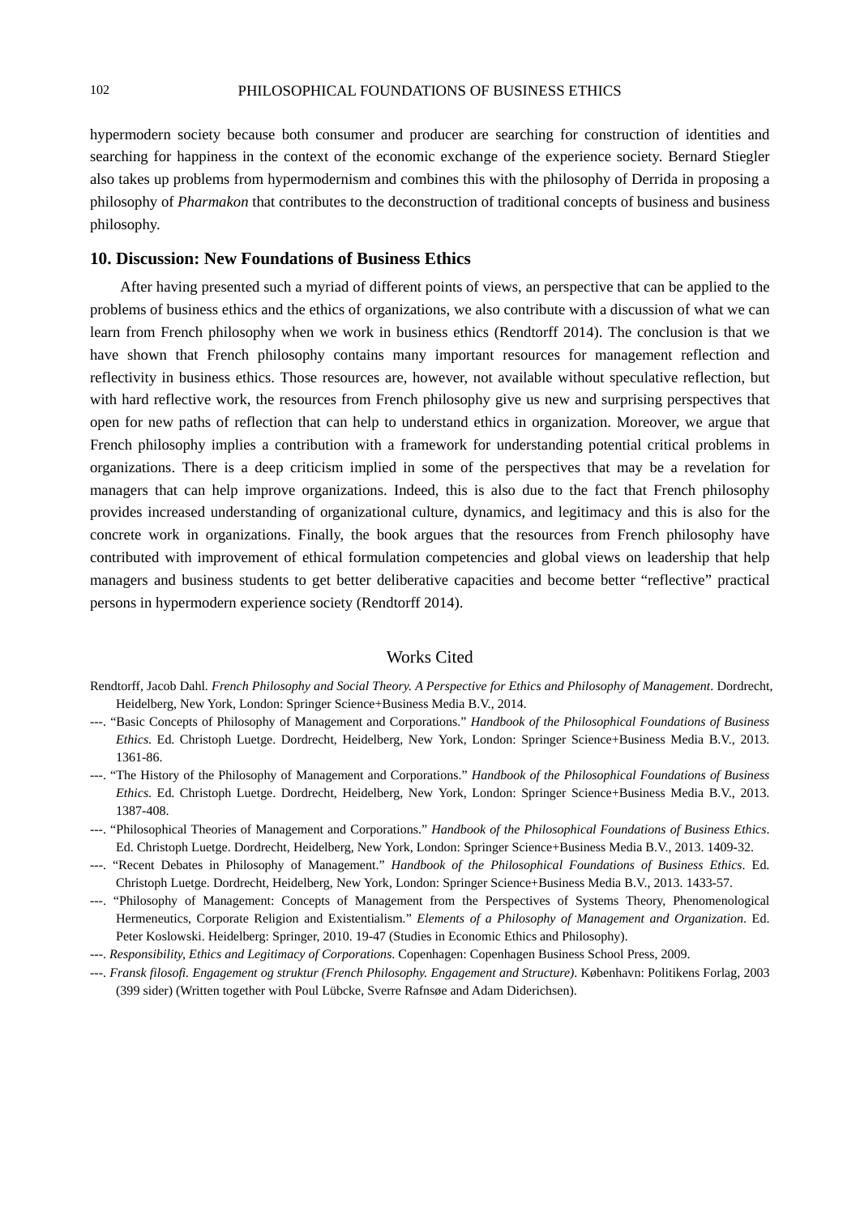hypermodern society because both consumer and producer are searching for construction of identities and searching for happiness in the context of the economic exchange of the experience society. Bernard Stiegler also takes up problems from hypermodernism and combines this with the philosophy of Derrida in proposing a philosophy of *Pharmakon* that contributes to the deconstruction of traditional concepts of business and business philosophy.

## 10. Discussion: New Foundations of Business Ethics

After having presented such a myriad of different points of views, an perspective that can be applied to the problems of business ethics and the ethics of organizations, we also contribute with a discussion of what we can learn from French philosophy when we work in business ethics (Rendtorff 2014). The conclusion is that we have shown that French philosophy contains many important resources for management reflection and reflectivity in business ethics. Those resources are, however, not available without speculative reflection, but with hard reflective work, the resources from French philosophy give us new and surprising perspectives that open for new paths of reflection that can help to understand ethics in organization. Moreover, we argue that French philosophy implies a contribution with a framework for understanding potential critical problems in organizations. There is a deep criticism implied in some of the perspectives that may be a revelation for managers that can help improve organizations. Indeed, this is also due to the fact that French philosophy provides increased understanding of organizational culture, dynamics, and legitimacy and this is also for the concrete work in organizations. Finally, the book argues that the resources from French philosophy have contributed with improvement of ethical formulation competencies and global views on leadership that help managers and business students to get better deliberative capacities and become better "reflective" practical persons in hypermodern experience society (Rendtorff 2014).

## Works Cited

Rendtorff, Jacob Dahl. *French Philosophy and Social Theory. A Perspective for Ethics and Philosophy of Management*. Dordrecht, Heidelberg, New York, London: Springer Science+Business Media B.V., 2014.

---. "Basic Concepts of Philosophy of Management and Corporations." *Handbook of the Philosophical Foundations of Business Ethics*. Ed. Christoph Luetge. Dordrecht, Heidelberg, New York, London: Springer Science+Business Media B.V., 2013. 1361-86.

---. "The History of the Philosophy of Management and Corporations." *Handbook of the Philosophical Foundations of Business Ethics*. Ed. Christoph Luetge. Dordrecht, Heidelberg, New York, London: Springer Science+Business Media B.V., 2013. 1387-408.

---. "Philosophical Theories of Management and Corporations." *Handbook of the Philosophical Foundations of Business Ethics*. Ed. Christoph Luetge. Dordrecht, Heidelberg, New York, London: Springer Science+Business Media B.V., 2013. 1409-32.

---. "Recent Debates in Philosophy of Management." *Handbook of the Philosophical Foundations of Business Ethics*. Ed. Christoph Luetge. Dordrecht, Heidelberg, New York, London: Springer Science+Business Media B.V., 2013. 1433-57.

---. "Philosophy of Management: Concepts of Management from the Perspectives of Systems Theory, Phenomenological Hermeneutics, Corporate Religion and Existentialism." *Elements of a Philosophy of Management and Organization*. Ed. Peter Koslowski. Heidelberg: Springer, 2010. 19-47 (Studies in Economic Ethics and Philosophy).

---. *Responsibility, Ethics and Legitimacy of Corporations*. Copenhagen: Copenhagen Business School Press, 2009.

---. *Fransk filosofi. Engagement og struktur (French Philosophy. Engagement and Structure)*. København: Politikens Forlag, 2003 (399 sider) (Written together with Poul Lübcke, Sverre Rafnsøe and Adam Diderichsen).